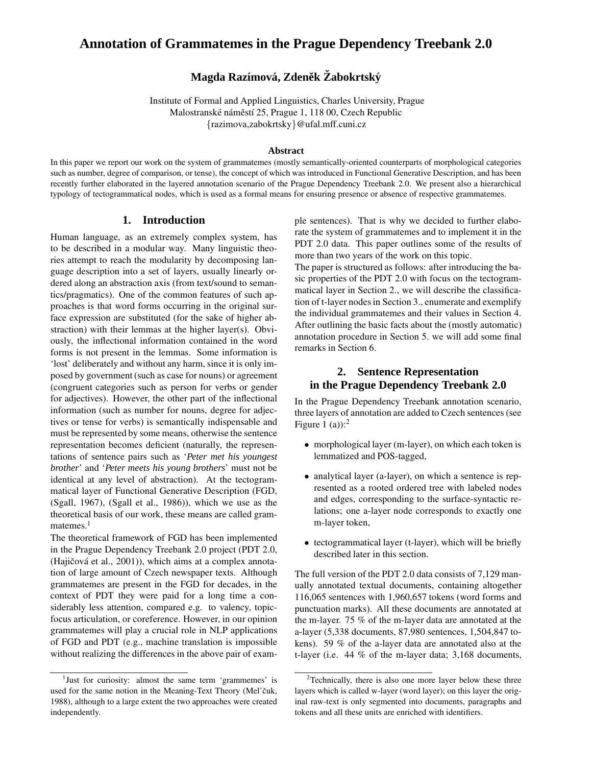# Annotation of Grammatemes in the Prague Dependency Treebank 2.0

**Magda Razímová, Zdeněk Žabokrtský**

Institute of Formal and Applied Linguistics, Charles University, Prague
Malostranské náměstí 25, Prague 1, 118 00, Czech Republic
{razimova,zabokrtsky}@ufal.mff.cuni.cz

### Abstract

In this paper we report our work on the system of grammatemes (mostly semantically-oriented counterparts of morphological categories such as number, degree of comparison, or tense), the concept of which was introduced in Functional Generative Description, and has been recently further elaborated in the layered annotation scenario of the Prague Dependency Treebank 2.0. We present also a hierarchical typology of tectogrammatical nodes, which is used as a formal means for ensuring presence or absence of respective grammatemes.

## 1. Introduction

Human language, as an extremely complex system, has to be described in a modular way. Many linguistic theories attempt to reach the modularity by decomposing language description into a set of layers, usually linearly ordered along an abstraction axis (from text/sound to semantics/pragmatics). One of the common features of such approaches is that word forms occurring in the original surface expression are substituted (for the sake of higher abstraction) with their lemmas at the higher layer(s). Obviously, the inflectional information contained in the word forms is not present in the lemmas. Some information is 'lost' deliberately and without any harm, since it is only imposed by government (such as case for nouns) or agreement (congruent categories such as person for verbs or gender for adjectives). However, the other part of the inflectional information (such as number for nouns, degree for adjectives or tense for verbs) is semantically indispensable and must be represented by some means, otherwise the sentence representation becomes deficient (naturally, the representations of sentence pairs such as '*Peter met his youngest brother*' and '*Peter meets his young brothers*' must not be identical at any level of abstraction). At the tectogrammatical layer of Functional Generative Description (FGD, (Sgall, 1967), (Sgall et al., 1986)), which we use as the theoretical basis of our work, these means are called grammatemes.[1]

The theoretical framework of FGD has been implemented in the Prague Dependency Treebank 2.0 project (PDT 2.0, (Hajičová et al., 2001)), which aims at a complex annotation of large amount of Czech newspaper texts. Although grammatemes are present in the FGD for decades, in the context of PDT they were paid for a long time a considerably less attention, compared e.g. to valency, topic-focus articulation, or coreference. However, in our opinion grammatemes will play a crucial role in NLP applications of FGD and PDT (e.g., machine translation is impossible without realizing the differences in the above pair of example sentences). That is why we decided to further elaborate the system of grammatemes and to implement it in the PDT 2.0 data. This paper outlines some of the results of more than two years of the work on this topic.

The paper is structured as follows: after introducing the basic properties of the PDT 2.0 with focus on the tectogrammatical layer in Section 2., we will describe the classification of t-layer nodes in Section 3., enumerate and exemplify the individual grammatemes and their values in Section 4. After outlining the basic facts about the (mostly automatic) annotation procedure in Section 5. we will add some final remarks in Section 6.

## 2. Sentence Representation in the Prague Dependency Treebank 2.0

In the Prague Dependency Treebank annotation scenario, three layers of annotation are added to Czech sentences (see Figure 1 (a)):[2]

- morphological layer (m-layer), on which each token is lemmatized and POS-tagged,
- analytical layer (a-layer), on which a sentence is represented as a rooted ordered tree with labeled nodes and edges, corresponding to the surface-syntactic relations; one a-layer node corresponds to exactly one m-layer token,
- tectogrammatical layer (t-layer), which will be briefly described later in this section.

The full version of the PDT 2.0 data consists of 7,129 manually annotated textual documents, containing altogether 116,065 sentences with 1,960,657 tokens (word forms and punctuation marks). All these documents are annotated at the m-layer. 75 % of the m-layer data are annotated at the a-layer (5,338 documents, 87,980 sentences, 1,504,847 tokens). 59 % of the a-layer data are annotated also at the t-layer (i.e. 44 % of the m-layer data; 3,168 documents,

---

[1] Just for curiosity: almost the same term 'grammemes' is used for the same notion in the Meaning-Text Theory (Mel'čuk, 1988), although to a large extent the two approaches were created independently.

[2] Technically, there is also one more layer below these three layers which is called w-layer (word layer); on this layer the original raw-text is only segmented into documents, paragraphs and tokens and all these units are enriched with identifiers.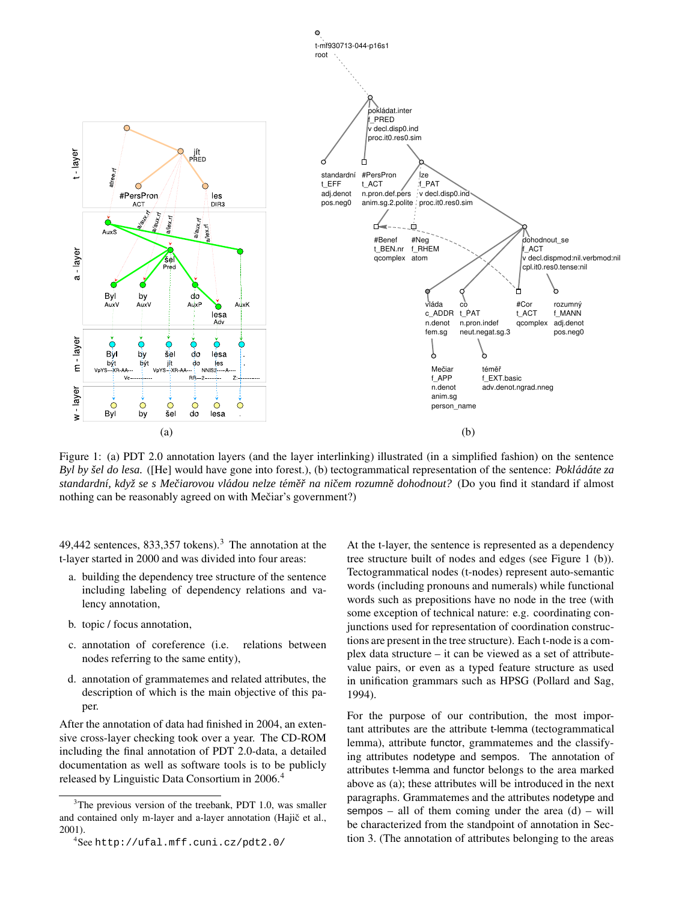Figure 1: (a) PDT 2.0 annotation layers (and the layer interlinking) illustrated (in a simplified fashion) on the sentence *Byl by šel do lesa.* ([He] would have gone into forest.), (b) tectogrammatical representation of the sentence: *Pokládáte za standardní, když se s Mečiarovou vládou nelze téměř na ničem rozumně dohodnout?* (Do you find it standard if almost nothing can be reasonably agreed on with Mečiar's government?)

49,442 sentences, 833,357 tokens).[3] The annotation at the t-layer started in 2000 and was divided into four areas:

a. building the dependency tree structure of the sentence including labeling of dependency relations and valency annotation,

b. topic / focus annotation,

c. annotation of coreference (i.e. relations between nodes referring to the same entity),

d. annotation of grammatemes and related attributes, the description of which is the main objective of this paper.

After the annotation of data had finished in 2004, an extensive cross-layer checking took over a year. The CD-ROM including the final annotation of PDT 2.0-data, a detailed documentation as well as software tools is to be publicly released by Linguistic Data Consortium in 2006.[4]

At the t-layer, the sentence is represented as a dependency tree structure built of nodes and edges (see Figure 1 (b)). Tectogrammatical nodes (t-nodes) represent auto-semantic words (including pronouns and numerals) while functional words such as prepositions have no node in the tree (with some exception of technical nature: e.g. coordinating conjunctions used for representation of coordination constructions are present in the tree structure). Each t-node is a complex data structure – it can be viewed as a set of attribute-value pairs, or even as a typed feature structure as used in unification grammars such as HPSG (Pollard and Sag, 1994).

For the purpose of our contribution, the most important attributes are the attribute t-lemma (tectogrammatical lemma), attribute functor, grammatemes and the classifying attributes nodetype and sempos. The annotation of attributes t-lemma and functor belongs to the area marked above as (a); these attributes will be introduced in the next paragraphs. Grammatemes and the attributes nodetype and sempos – all of them coming under the area (d) – will be characterized from the standpoint of annotation in Section 3. (The annotation of attributes belonging to the areas

[3] The previous version of the treebank, PDT 1.0, was smaller and contained only m-layer and a-layer annotation (Hajič et al., 2001).

[4] See http://ufal.mff.cuni.cz/pdt2.0/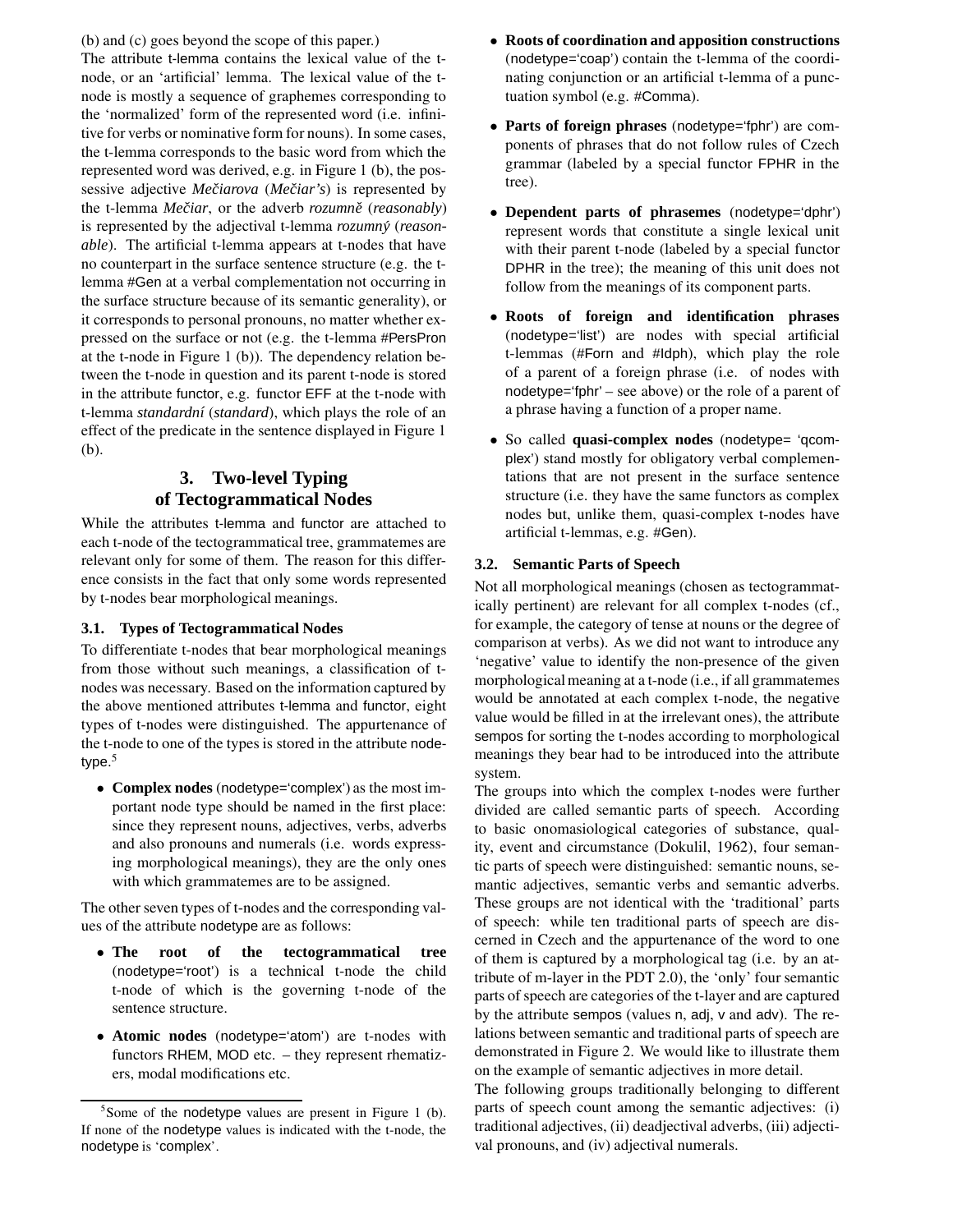(b) and (c) goes beyond the scope of this paper.)

The attribute t-lemma contains the lexical value of the t-node, or an 'artificial' lemma. The lexical value of the t-node is mostly a sequence of graphemes corresponding to the 'normalized' form of the represented word (i.e. infinitive for verbs or nominative form for nouns). In some cases, the t-lemma corresponds to the basic word from which the represented word was derived, e.g. in Figure 1 (b), the possessive adjective *Mečiarova* (*Mečiar's*) is represented by the t-lemma *Mečiar*, or the adverb *rozumně* (*reasonably*) is represented by the adjectival t-lemma *rozumný* (*reasonable*). The artificial t-lemma appears at t-nodes that have no counterpart in the surface sentence structure (e.g. the t-lemma #Gen at a verbal complementation not occurring in the surface structure because of its semantic generality), or it corresponds to personal pronouns, no matter whether expressed on the surface or not (e.g. the t-lemma #PersPron at the t-node in Figure 1 (b)). The dependency relation between the t-node in question and its parent t-node is stored in the attribute functor, e.g. functor EFF at the t-node with t-lemma *standardní* (*standard*), which plays the role of an effect of the predicate in the sentence displayed in Figure 1 (b).

## 3. Two-level Typing of Tectogrammatical Nodes

While the attributes t-lemma and functor are attached to each t-node of the tectogrammatical tree, grammatemes are relevant only for some of them. The reason for this difference consists in the fact that only some words represented by t-nodes bear morphological meanings.

### 3.1. Types of Tectogrammatical Nodes

To differentiate t-nodes that bear morphological meanings from those without such meanings, a classification of t-nodes was necessary. Based on the information captured by the above mentioned attributes t-lemma and functor, eight types of t-nodes were distinguished. The appurtenance of the t-node to one of the types is stored in the attribute nodetype.[5]

- **Complex nodes** (nodetype='complex') as the most important node type should be named in the first place: since they represent nouns, adjectives, verbs, adverbs and also pronouns and numerals (i.e. words expressing morphological meanings), they are the only ones with which grammatemes are to be assigned.

The other seven types of t-nodes and the corresponding values of the attribute nodetype are as follows:

- **The root of the tectogrammatical tree** (nodetype='root') is a technical t-node the child t-node of which is the governing t-node of the sentence structure.
- **Atomic nodes** (nodetype='atom') are t-nodes with functors RHEM, MOD etc. – they represent rhematizers, modal modifications etc.
- **Roots of coordination and apposition constructions** (nodetype='coap') contain the t-lemma of the coordinating conjunction or an artificial t-lemma of a punctuation symbol (e.g. #Comma).
- **Parts of foreign phrases** (nodetype='fphr') are components of phrases that do not follow rules of Czech grammar (labeled by a special functor FPHR in the tree).
- **Dependent parts of phrasemes** (nodetype='dphr') represent words that constitute a single lexical unit with their parent t-node (labeled by a special functor DPHR in the tree); the meaning of this unit does not follow from the meanings of its component parts.
- **Roots of foreign and identification phrases** (nodetype='list') are nodes with special artificial t-lemmas (#Forn and #Idph), which play the role of a parent of a foreign phrase (i.e. of nodes with nodetype='fphr' – see above) or the role of a parent of a phrase having a function of a proper name.
- So called **quasi-complex nodes** (nodetype= 'qcomplex') stand mostly for obligatory verbal complementations that are not present in the surface sentence structure (i.e. they have the same functors as complex nodes but, unlike them, quasi-complex t-nodes have artificial t-lemmas, e.g. #Gen).

### 3.2. Semantic Parts of Speech

Not all morphological meanings (chosen as tectogrammatically pertinent) are relevant for all complex t-nodes (cf., for example, the category of tense at nouns or the degree of comparison at verbs). As we did not want to introduce any 'negative' value to identify the non-presence of the given morphological meaning at a t-node (i.e., if all grammatemes would be annotated at each complex t-node, the negative value would be filled in at the irrelevant ones), the attribute sempos for sorting the t-nodes according to morphological meanings they bear had to be introduced into the attribute system.

The groups into which the complex t-nodes were further divided are called semantic parts of speech. According to basic onomasiological categories of substance, quality, event and circumstance (Dokulil, 1962), four semantic parts of speech were distinguished: semantic nouns, semantic adjectives, semantic verbs and semantic adverbs. These groups are not identical with the 'traditional' parts of speech: while ten traditional parts of speech are discerned in Czech and the appurtenance of the word to one of them is captured by a morphological tag (i.e. by an attribute of m-layer in the PDT 2.0), the 'only' four semantic parts of speech are categories of the t-layer and are captured by the attribute sempos (values n, adj, v and adv). The relations between semantic and traditional parts of speech are demonstrated in Figure 2. We would like to illustrate them on the example of semantic adjectives in more detail.

The following groups traditionally belonging to different parts of speech count among the semantic adjectives: (i) traditional adjectives, (ii) deadjectival adverbs, (iii) adjectival pronouns, and (iv) adjectival numerals.

[5] Some of the nodetype values are present in Figure 1 (b). If none of the nodetype values is indicated with the t-node, the nodetype is 'complex'.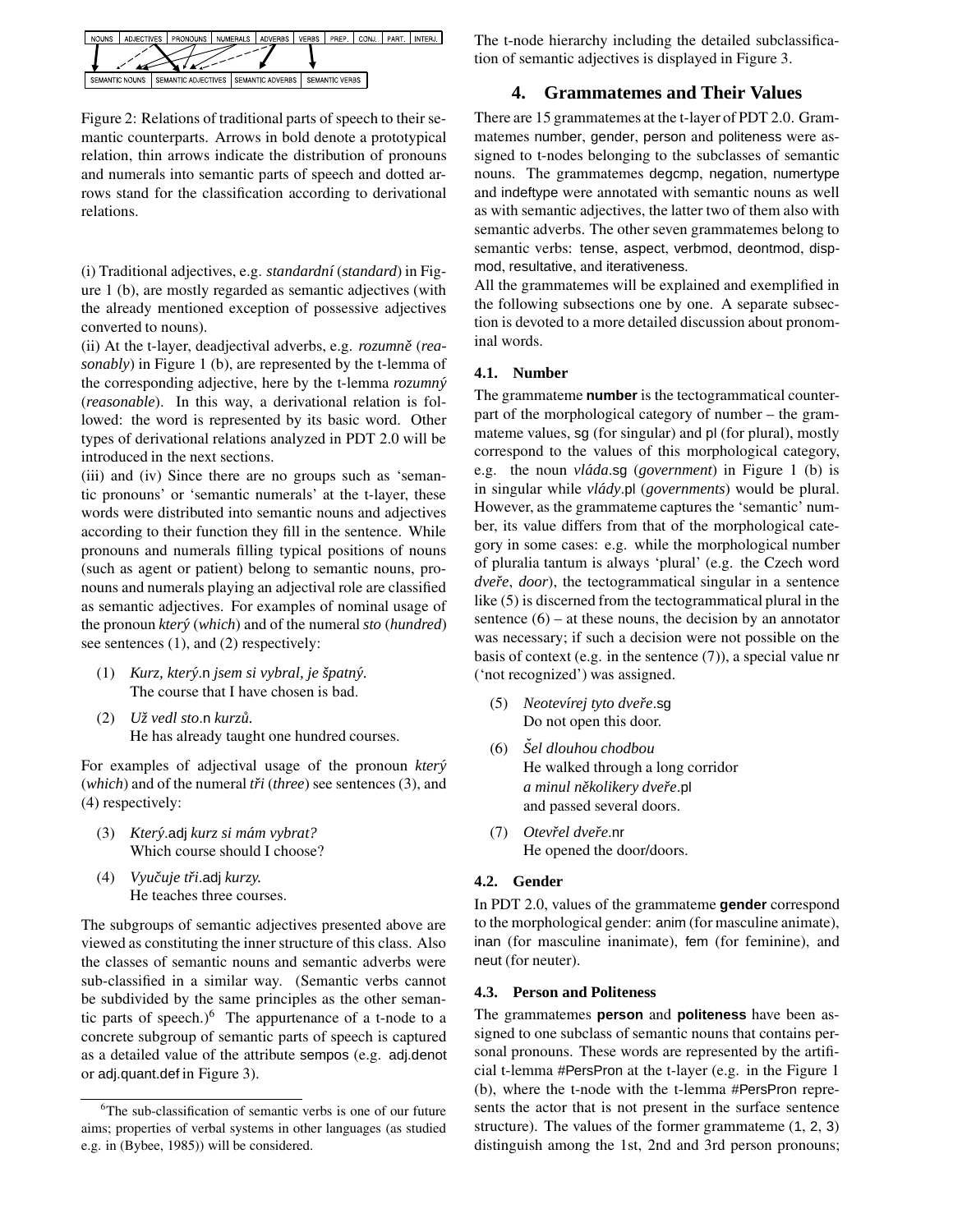Figure 2: Relations of traditional parts of speech to their semantic counterparts. Arrows in bold denote a prototypical relation, thin arrows indicate the distribution of pronouns and numerals into semantic parts of speech and dotted arrows stand for the classification according to derivational relations.

(i) Traditional adjectives, e.g. *standardní* (*standard*) in Figure 1 (b), are mostly regarded as semantic adjectives (with the already mentioned exception of possessive adjectives converted to nouns).

(ii) At the t-layer, deadjectival adverbs, e.g. *rozumně* (*reasonably*) in Figure 1 (b), are represented by the t-lemma of the corresponding adjective, here by the t-lemma *rozumný* (*reasonable*). In this way, a derivational relation is followed: the word is represented by its basic word. Other types of derivational relations analyzed in PDT 2.0 will be introduced in the next sections.

(iii) and (iv) Since there are no groups such as 'semantic pronouns' or 'semantic numerals' at the t-layer, these words were distributed into semantic nouns and adjectives according to their function they fill in the sentence. While pronouns and numerals filling typical positions of nouns (such as agent or patient) belong to semantic nouns, pronouns and numerals playing an adjectival role are classified as semantic adjectives. For examples of nominal usage of the pronoun *který* (*which*) and of the numeral *sto* (*hundred*) see sentences (1), and (2) respectively:

(1) *Kurz, který*.n *jsem si vybral, je špatný.*
The course that I have chosen is bad.

(2) *Už vedl sto*.n *kurzů.*
He has already taught one hundred courses.

For examples of adjectival usage of the pronoun *který* (*which*) and of the numeral *tři* (*three*) see sentences (3), and (4) respectively:

(3) *Který*.adj *kurz si mám vybrat?*
Which course should I choose?

(4) *Vyučuje tři*.adj *kurzy.*
He teaches three courses.

The subgroups of semantic adjectives presented above are viewed as constituting the inner structure of this class. Also the classes of semantic nouns and semantic adverbs were sub-classified in a similar way. (Semantic verbs cannot be subdivided by the same principles as the other semantic parts of speech.)[6] The appurtenance of a t-node to a concrete subgroup of semantic parts of speech is captured as a detailed value of the attribute sempos (e.g. adj.denot or adj.quant.def in Figure 3).

[6]The sub-classification of semantic verbs is one of our future aims; properties of verbal systems in other languages (as studied e.g. in (Bybee, 1985)) will be considered.

The t-node hierarchy including the detailed subclassification of semantic adjectives is displayed in Figure 3.

## 4. Grammatemes and Their Values

There are 15 grammatemes at the t-layer of PDT 2.0. Grammatemes number, gender, person and politeness were assigned to t-nodes belonging to the subclasses of semantic nouns. The grammatemes degcmp, negation, numertype and indeftype were annotated with semantic nouns as well as with semantic adjectives, the latter two of them also with semantic adverbs. The other seven grammatemes belong to semantic verbs: tense, aspect, verbmod, deontmod, dispmod, resultative, and iterativeness.

All the grammatemes will be explained and exemplified in the following subsections one by one. A separate subsection is devoted to a more detailed discussion about pronominal words.

### 4.1. Number

The grammateme **number** is the tectogrammatical counterpart of the morphological category of number – the grammateme values, sg (for singular) and pl (for plural), mostly correspond to the values of this morphological category, e.g. the noun *vláda*.sg (*government*) in Figure 1 (b) is in singular while *vlády*.pl (*governments*) would be plural. However, as the grammateme captures the 'semantic' number, its value differs from that of the morphological category in some cases: e.g. while the morphological number of pluralia tantum is always 'plural' (e.g. the Czech word *dveře*, *door*), the tectogrammatical singular in a sentence like (5) is discerned from the tectogrammatical plural in the sentence (6) – at these nouns, the decision by an annotator was necessary; if such a decision were not possible on the basis of context (e.g. in the sentence (7)), a special value nr ('not recognized') was assigned.

(5) *Neotevírej tyto dveře*.sg
Do not open this door.

(6) *Šel dlouhou chodbou*
He walked through a long corridor
*a minul několikery dveře*.pl
and passed several doors.

(7) *Otevřel dveře*.nr
He opened the door/doors.

### 4.2. Gender

In PDT 2.0, values of the grammateme **gender** correspond to the morphological gender: anim (for masculine animate), inan (for masculine inanimate), fem (for feminine), and neut (for neuter).

### 4.3. Person and Politeness

The grammatemes **person** and **politeness** have been assigned to one subclass of semantic nouns that contains personal pronouns. These words are represented by the artificial t-lemma #PersPron at the t-layer (e.g. in the Figure 1 (b), where the t-node with the t-lemma #PersPron represents the actor that is not present in the surface sentence structure). The values of the former grammateme (1, 2, 3) distinguish among the 1st, 2nd and 3rd person pronouns;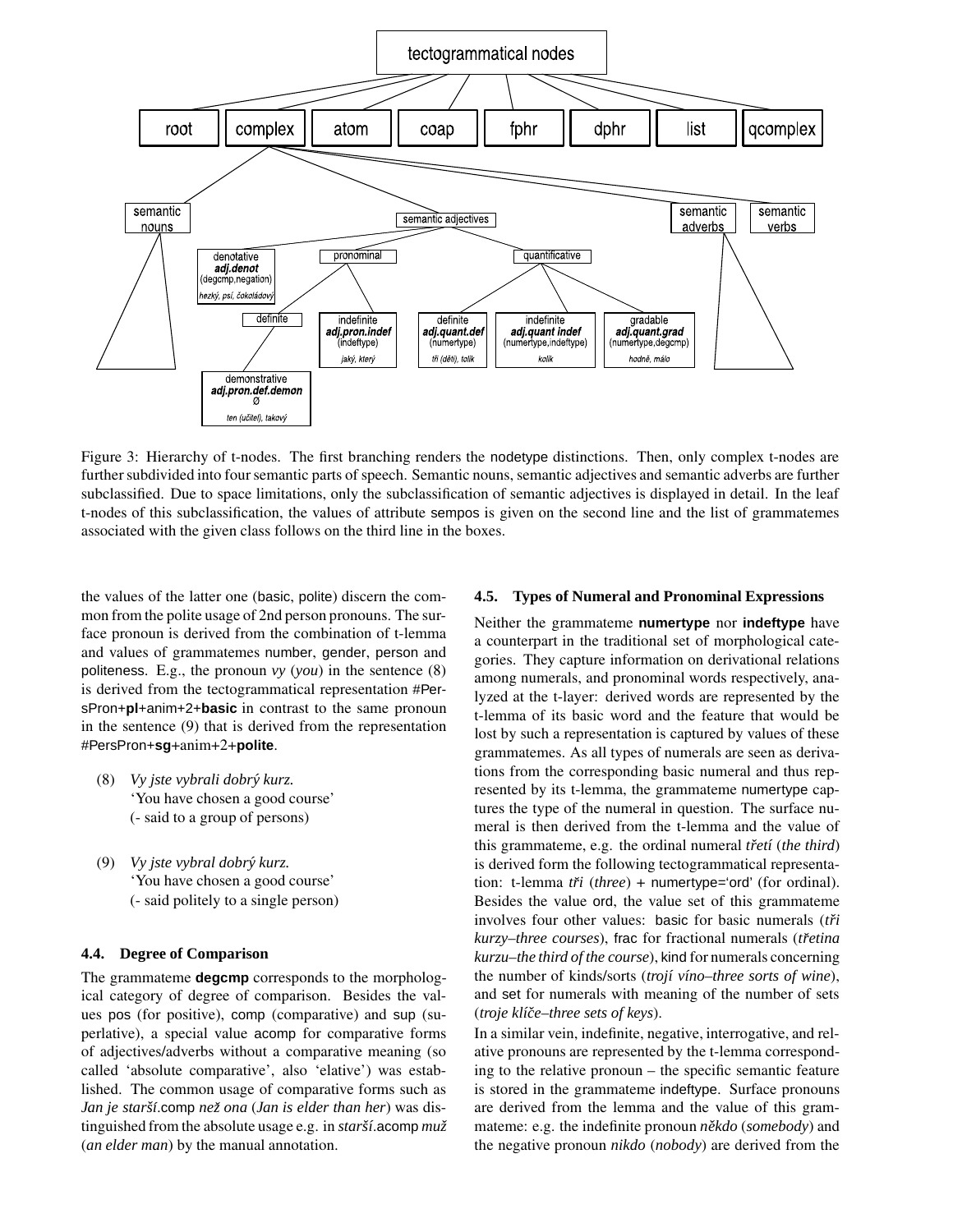Figure 3: Hierarchy of t-nodes. The first branching renders the nodetype distinctions. Then, only complex t-nodes are further subdivided into four semantic parts of speech. Semantic nouns, semantic adjectives and semantic adverbs are further subclassified. Due to space limitations, only the subclassification of semantic adjectives is displayed in detail. In the leaf t-nodes of this subclassification, the values of attribute sempos is given on the second line and the list of grammatemes associated with the given class follows on the third line in the boxes.

the values of the latter one (basic, polite) discern the common from the polite usage of 2nd person pronouns. The surface pronoun is derived from the combination of t-lemma and values of grammatemes number, gender, person and politeness. E.g., the pronoun *vy* (*you*) in the sentence (8) is derived from the tectogrammatical representation #PersPron+**pl**+anim+2+**basic** in contrast to the same pronoun in the sentence (9) that is derived from the representation #PersPron+**sg**+anim+2+**polite**.

(8) *Vy jste vybrali dobrý kurz.*
'You have chosen a good course'
(- said to a group of persons)

(9) *Vy jste vybral dobrý kurz.*
'You have chosen a good course'
(- said politely to a single person)

### 4.4. Degree of Comparison

The grammateme **degcmp** corresponds to the morphological category of degree of comparison. Besides the values pos (for positive), comp (comparative) and sup (superlative), a special value acomp for comparative forms of adjectives/adverbs without a comparative meaning (so called 'absolute comparative', also 'elative') was established. The common usage of comparative forms such as *Jan je starší*.comp *než ona* (*Jan is elder than her*) was distinguished from the absolute usage e.g. in *starší*.acomp *muž* (*an elder man*) by the manual annotation.

### 4.5. Types of Numeral and Pronominal Expressions

Neither the grammateme **numertype** nor **indeftype** have a counterpart in the traditional set of morphological categories. They capture information on derivational relations among numerals, and pronominal words respectively, analyzed at the t-layer: derived words are represented by the t-lemma of its basic word and the feature that would be lost by such a representation is captured by values of these grammatemes. As all types of numerals are seen as derivations from the corresponding basic numeral and thus represented by its t-lemma, the grammateme numertype captures the type of the numeral in question. The surface numeral is then derived from the lemma and the value of this grammateme, e.g. the ordinal numeral *třetí* (*the third*) is derived form the following tectogrammatical representation: t-lemma *tři* (*three*) + numertype='ord' (for ordinal). Besides the value ord, the value set of this grammateme involves four other values: basic for basic numerals (*tři kurzy–three courses*), frac for fractional numerals (*třetina kurzu–the third of the course*), kind for numerals concerning the number of kinds/sorts (*trojí víno–three sorts of wine*), and set for numerals with meaning of the number of sets (*troje klíče–three sets of keys*).

In a similar vein, indefinite, negative, interrogative, and relative pronouns are represented by the t-lemma corresponding to the relative pronoun – the specific semantic feature is stored in the grammateme indeftype. Surface pronouns are derived from the lemma and the value of this grammateme: e.g. the indefinite pronoun *někdo* (*somebody*) and the negative pronoun *nikdo* (*nobody*) are derived from the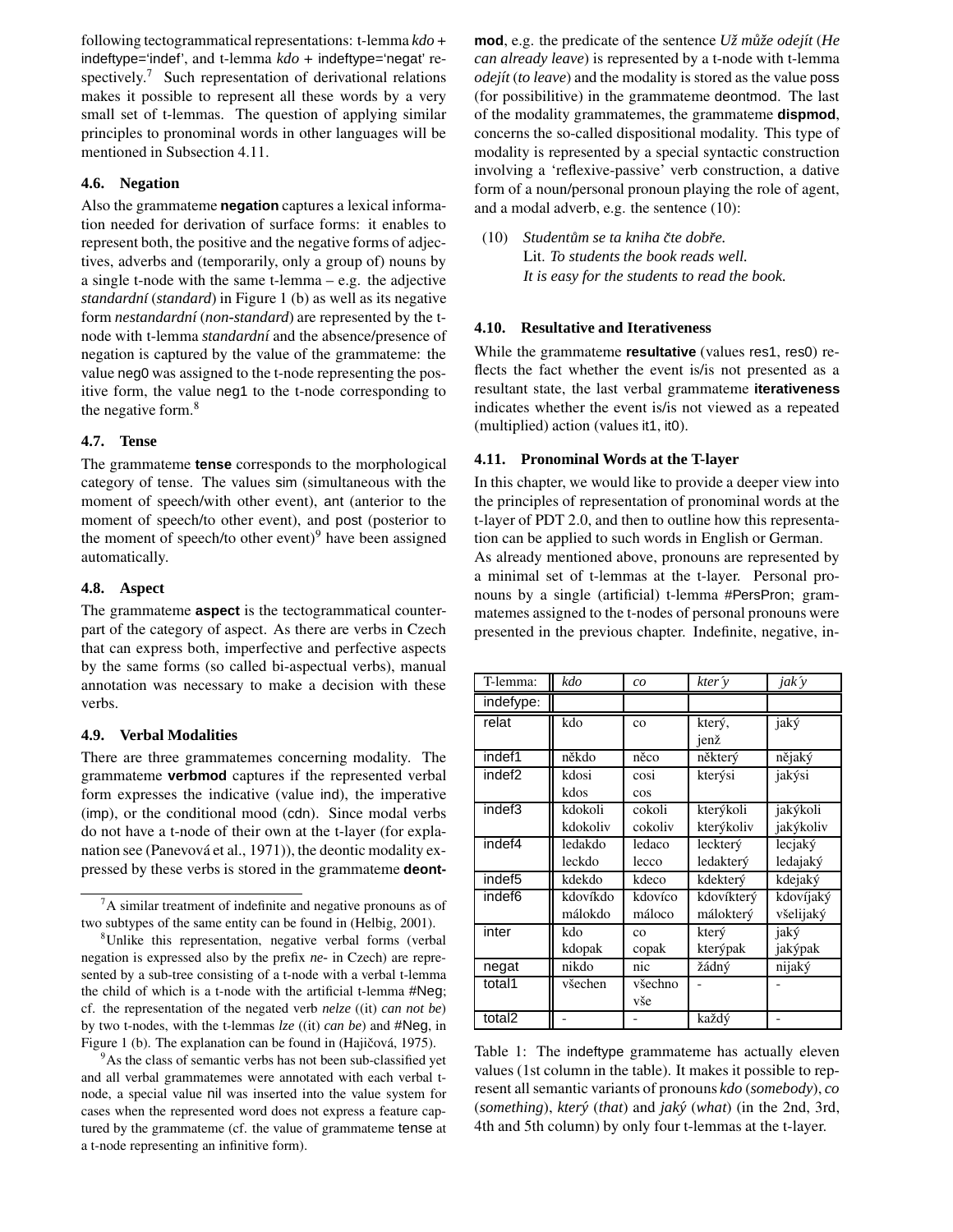following tectogrammatical representations: t-lemma *kdo* + indeftype='indef', and t-lemma *kdo* + indeftype='negat' respectively.[7] Such representation of derivational relations makes it possible to represent all these words by a very small set of t-lemmas. The question of applying similar principles to pronominal words in other languages will be mentioned in Subsection 4.11.

### 4.6. Negation

Also the grammateme **negation** captures a lexical information needed for derivation of surface forms: it enables to represent both, the positive and the negative forms of adjectives, adverbs and (temporarily, only a group of) nouns by a single t-node with the same t-lemma – e.g. the adjective *standardní* (*standard*) in Figure 1 (b) as well as its negative form *nestandardní* (*non-standard*) are represented by the t-node with t-lemma *standardní* and the absence/presence of negation is captured by the value of the grammateme: the value neg0 was assigned to the t-node representing the positive form, the value neg1 to the t-node corresponding to the negative form.[8]

### 4.7. Tense

The grammateme **tense** corresponds to the morphological category of tense. The values sim (simultaneous with the moment of speech/with other event), ant (anterior to the moment of speech/to other event), and post (posterior to the moment of speech/to other event)[9] have been assigned automatically.

### 4.8. Aspect

The grammateme **aspect** is the tectogrammatical counterpart of the category of aspect. As there are verbs in Czech that can express both, imperfective and perfective aspects by the same forms (so called bi-aspectual verbs), manual annotation was necessary to make a decision with these verbs.

### 4.9. Verbal Modalities

There are three grammatemes concerning modality. The grammateme **verbmod** captures if the represented verbal form expresses the indicative (value ind), the imperative (imp), or the conditional mood (cdn). Since modal verbs do not have a t-node of their own at the t-layer (for explanation see (Panevová et al., 1971)), the deontic modality expressed by these verbs is stored in the grammateme **deontmod**, e.g. the predicate of the sentence *Už může odejít* (*He can already leave*) is represented by a t-node with t-lemma *odejít* (*to leave*) and the modality is stored as the value poss (for possibilitive) in the grammateme deontmod. The last of the modality grammatemes, the grammateme **dispmod**, concerns the so-called dispositional modality. This type of modality is represented by a special syntactic construction involving a 'reflexive-passive' verb construction, a dative form of a noun/personal pronoun playing the role of agent, and a modal adverb, e.g. the sentence (10):

(10) *Studentům se ta kniha čte dobře.*
Lit. *To students the book reads well.*
*It is easy for the students to read the book.*

### 4.10. Resultative and Iterativeness

While the grammateme **resultative** (values res1, res0) reflects the fact whether the event is/is not presented as a resultant state, the last verbal grammateme **iterativeness** indicates whether the event is/is not viewed as a repeated (multiplied) action (values it1, it0).

### 4.11. Pronominal Words at the T-layer

In this chapter, we would like to provide a deeper view into the principles of representation of pronominal words at the t-layer of PDT 2.0, and then to outline how this representation can be applied to such words in English or German.

As already mentioned above, pronouns are represented by a minimal set of t-lemmas at the t-layer. Personal pronouns by a single (artificial) t-lemma #PersPron; grammatemes assigned to the t-nodes of personal pronouns were presented in the previous chapter. Indefinite, negative, in-

| T-lemma: | *kdo* | *co* | *který* | *jaký* |
|---|---|---|---|---|
| indeftype: | | | | |
| relat | kdo | co | který, jenž | jaký |
| indef1 | někdo | něco | některý | nějaký |
| indef2 | kdosi kdos | cosi cos | kterýsi | jakýsi |
| indef3 | kdokoli kdokoliv | cokoli cokoliv | kterýkoli kterýkoliv | jakýkoli jakýkoliv |
| indef4 | ledakdo leckdo | ledaco lecco | leckterý ledakterý | lecjaký ledajaký |
| indef5 | kdekdo | kdeco | kdekterý | kdejaký |
| indef6 | kdovíkdo málokdo | kdovíco máloco | kdovíkterý málokterý | kdovíjaký všelijaký |
| inter | kdo kdopak | co copak | který kterýpak | jaký jakýpak |
| negat | nikdo | nic | žádný | nijaký |
| total1 | všechen | všechno vše | - | - |
| total2 | - | - | každý | - |

Table 1: The indeftype grammateme has actually eleven values (1st column in the table). It makes it possible to represent all semantic variants of pronouns *kdo* (*somebody*), *co* (*something*), *který* (*that*) and *jaký* (*what*) (in the 2nd, 3rd, 4th and 5th column) by only four t-lemmas at the t-layer.

---

[7] A similar treatment of indefinite and negative pronouns as of two subtypes of the same entity can be found in (Helbig, 2001).

[8] Unlike this representation, negative verbal forms (verbal negation is expressed also by the prefix *ne-* in Czech) are represented by a sub-tree consisting of a t-node with a verbal t-lemma the child of which is a t-node with the artificial t-lemma #Neg; cf. the representation of the negated verb *nelze* ((it) *can not be*) by two t-nodes, with the t-lemmas *lze* ((it) *can be*) and #Neg, in Figure 1 (b). The explanation can be found in (Hajičová, 1975).

[9] As the class of semantic verbs has not been sub-classified yet and all verbal grammatemes were annotated with each verbal t-node, a special value nil was inserted into the value system for cases when the represented word does not express a feature captured by the grammateme (cf. the value of grammateme tense at a t-node representing an infinitive form).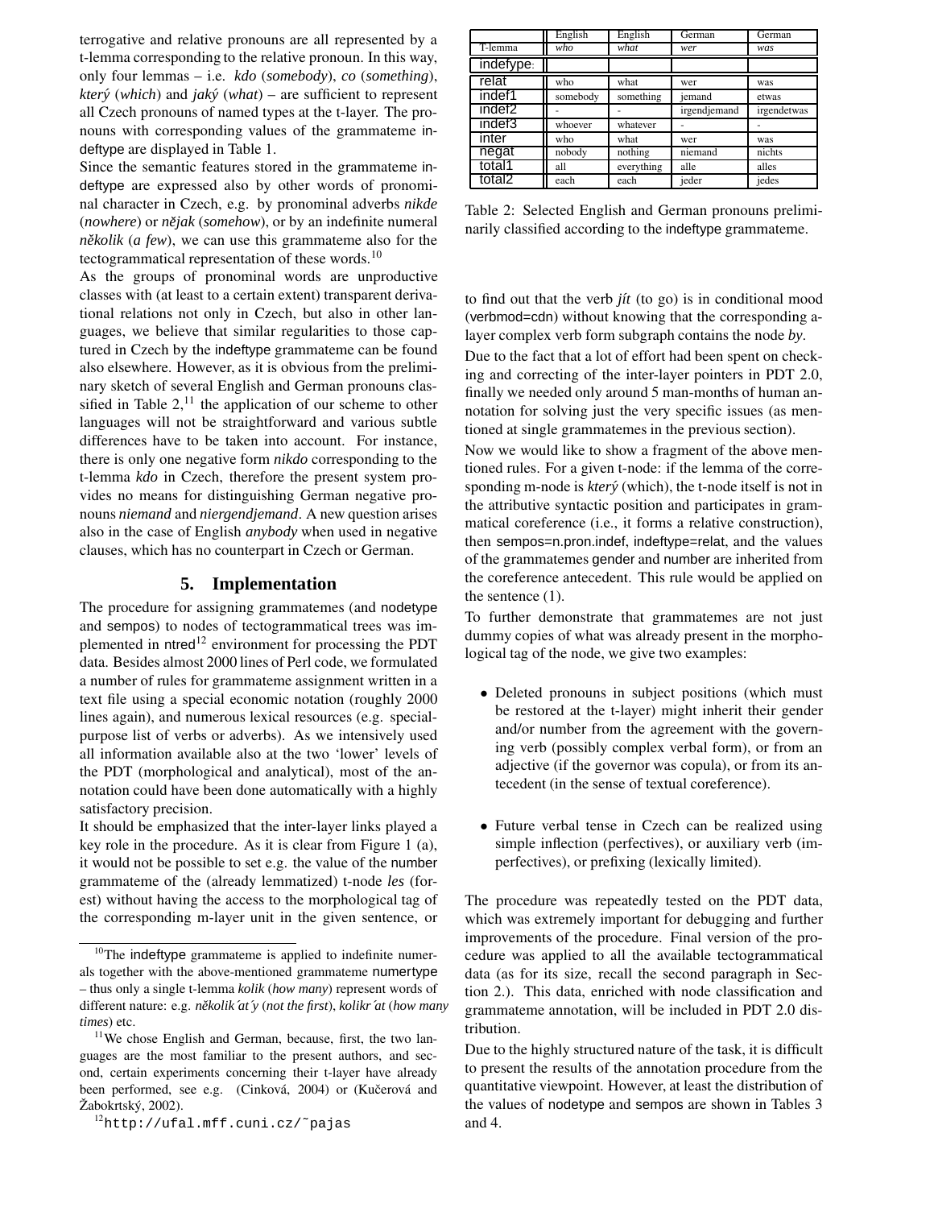terrogative and relative pronouns are all represented by a t-lemma corresponding to the relative pronoun. In this way, only four lemmas – i.e. *kdo* (*somebody*), *co* (*something*), *který* (*which*) and *jaký* (*what*) – are sufficient to represent all Czech pronouns of named types at the t-layer. The pronouns with corresponding values of the grammateme indeftype are displayed in Table 1.

Since the semantic features stored in the grammateme indeftype are expressed also by other words of pronominal character in Czech, e.g. by pronominal adverbs *nikde* (*nowhere*) or *nějak* (*somehow*), or by an indefinite numeral *několik* (*a few*), we can use this grammateme also for the tectogrammatical representation of these words.[10]

As the groups of pronominal words are unproductive classes with (at least to a certain extent) transparent derivational relations not only in Czech, but also in other languages, we believe that similar regularities to those captured in Czech by the indeftype grammateme can be found also elsewhere. However, as it is obvious from the preliminary sketch of several English and German pronouns classified in Table 2,[11] the application of our scheme to other languages will not be straightforward and various subtle differences have to be taken into account. For instance, there is only one negative form *nikdo* corresponding to the t-lemma *kdo* in Czech, therefore the present system provides no means for distinguishing German negative pronouns *niemand* and *niergendjemand*. A new question arises also in the case of English *anybody* when used in negative clauses, which has no counterpart in Czech or German.

## 5. Implementation

The procedure for assigning grammatemes (and nodetype and sempos) to nodes of tectogrammatical trees was implemented in ntred[12] environment for processing the PDT data. Besides almost 2000 lines of Perl code, we formulated a number of rules for grammateme assignment written in a text file using a special economic notation (roughly 2000 lines again), and numerous lexical resources (e.g. special-purpose list of verbs or adverbs). As we intensively used all information available also at the two 'lower' levels of the PDT (morphological and analytical), most of the annotation could have been done automatically with a highly satisfactory precision.

It should be emphasized that the inter-layer links played a key role in the procedure. As it is clear from Figure 1 (a), it would not be possible to set e.g. the value of the number grammateme of the (already lemmatized) t-node *les* (forest) without having the access to the morphological tag of the corresponding m-layer unit in the given sentence, or to find out that the verb *jít* (to go) is in conditional mood (verbmod=cdn) without knowing that the corresponding a-layer complex verb form subgraph contains the node *by*.

Due to the fact that a lot of effort had been spent on checking and correcting of the inter-layer pointers in PDT 2.0, finally we needed only around 5 man-months of human annotation for solving just the very specific issues (as mentioned at single grammatemes in the previous section).

Now we would like to show a fragment of the above mentioned rules. For a given t-node: if the lemma of the corresponding m-node is *který* (which), the t-node itself is not in the attributive syntactic position and participates in grammatical coreference (i.e., it forms a relative construction), then sempos=n.pron.indef, indeftype=relat, and the values of the grammatemes gender and number are inherited from the coreference antecedent. This rule would be applied on the sentence (1).

To further demonstrate that grammatemes are not just dummy copies of what was already present in the morphological tag of the node, we give two examples:

- Deleted pronouns in subject positions (which must be restored at the t-layer) might inherit their gender and/or number from the agreement with the governing verb (possibly complex verbal form), or from an adjective (if the governor was copula), or from its antecedent (in the sense of textual coreference).
- Future verbal tense in Czech can be realized using simple inflection (perfectives), or auxiliary verb (imperfectives), or prefixing (lexically limited).

The procedure was repeatedly tested on the PDT data, which was extremely important for debugging and further improvements of the procedure. Final version of the procedure was applied to all the available tectogrammatical data (as for its size, recall the second paragraph in Section 2.). This data, enriched with node classification and grammateme annotation, will be included in PDT 2.0 distribution.

Due to the highly structured nature of the task, it is difficult to present the results of the annotation procedure from the quantitative viewpoint. However, at least the distribution of the values of nodetype and sempos are shown in Tables 3 and 4.

| | English | English | German | German |
|---|---|---|---|---|
| T-lemma | *who* | *what* | *wer* | *was* |
| indeftype: | | | | |
| relat | who | what | wer | was |
| indef1 | somebody | something | jemand | etwas |
| indef2 | - | - | irgendjemand | irgendetwas |
| indef3 | whoever | whatever | - | - |
| inter | who | what | wer | was |
| negat | nobody | nothing | niemand | nichts |
| total1 | all | everything | alle | alles |
| total2 | each | each | jeder | jedes |

Table 2: Selected English and German pronouns preliminarily classified according to the indeftype grammateme.

[10]The indeftype grammateme is applied to indefinite numerals together with the above-mentioned grammateme numertype – thus only a single t-lemma *kolik* (*how many*) represent words of different nature: e.g. *několikátý* (*not the first*), *kolikrát* (*how many times*) etc.

[11]We chose English and German, because, first, the two languages are the most familiar to the present authors, and second, certain experiments concerning their t-layer have already been performed, see e.g. (Cinková, 2004) or (Kučerová and Žabokrtský, 2002).

[12]http://ufal.mff.cuni.cz/~pajas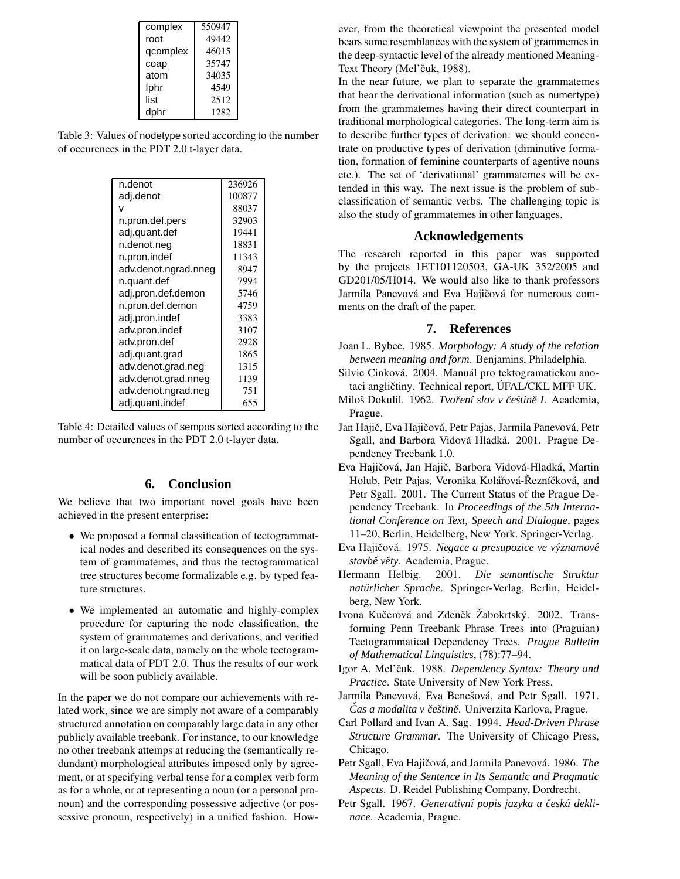| | |
|---|---|
| complex | 550947 |
| root | 49442 |
| qcomplex | 46015 |
| coap | 35747 |
| atom | 34035 |
| fphr | 4549 |
| list | 2512 |
| dphr | 1282 |

Table 3: Values of nodetype sorted according to the number of occurences in the PDT 2.0 t-layer data.

| | |
|---|---|
| n.denot | 236926 |
| adj.denot | 100877 |
| v | 88037 |
| n.pron.def.pers | 32903 |
| adj.quant.def | 19441 |
| n.denot.neg | 18831 |
| n.pron.indef | 11343 |
| adv.denot.ngrad.nneg | 8947 |
| n.quant.def | 7994 |
| adj.pron.def.demon | 5746 |
| n.pron.def.demon | 4759 |
| adj.pron.indef | 3383 |
| adv.pron.indef | 3107 |
| adv.pron.def | 2928 |
| adj.quant.grad | 1865 |
| adv.denot.grad.neg | 1315 |
| adv.denot.grad.nneg | 1139 |
| adv.denot.ngrad.neg | 751 |
| adj.quant.indef | 655 |

Table 4: Detailed values of sempos sorted according to the number of occurences in the PDT 2.0 t-layer data.

## 6. Conclusion

We believe that two important novel goals have been achieved in the present enterprise:

- We proposed a formal classification of tectogrammatical nodes and described its consequences on the system of grammatemes, and thus the tectogrammatical tree structures become formalizable e.g. by typed feature structures.
- We implemented an automatic and highly-complex procedure for capturing the node classification, the system of grammatemes and derivations, and verified it on large-scale data, namely on the whole tectogrammatical data of PDT 2.0. Thus the results of our work will be soon publicly available.

In the paper we do not compare our achievements with related work, since we are simply not aware of a comparably structured annotation on comparably large data in any other publicly available treebank. For instance, to our knowledge no other treebank attemps at reducing the (semantically redundant) morphological attributes imposed only by agreement, or at specifying verbal tense for a complex verb form as for a whole, or at representing a noun (or a personal pronoun) and the corresponding possessive adjective (or possessive pronoun, respectively) in a unified fashion. However, from the theoretical viewpoint the presented model bears some resemblances with the system of grammemes in the deep-syntactic level of the already mentioned Meaning-Text Theory (Mel'čuk, 1988).

In the near future, we plan to separate the grammatemes that bear the derivational information (such as numertype) from the grammatemes having their direct counterpart in traditional morphological categories. The long-term aim is to describe further types of derivation: we should concentrate on productive types of derivation (diminutive formation, formation of feminine counterparts of agentive nouns etc.). The set of 'derivational' grammatemes will be extended in this way. The next issue is the problem of subclassification of semantic verbs. The challenging topic is also the study of grammatemes in other languages.

## Acknowledgements

The research reported in this paper was supported by the projects 1ET101120503, GA-UK 352/2005 and GD201/05/H014. We would also like to thank professors Jarmila Panevová and Eva Hajičová for numerous comments on the draft of the paper.

## 7. References

Joan L. Bybee. 1985. *Morphology: A study of the relation between meaning and form*. Benjamins, Philadelphia.

Silvie Cinková. 2004. Manuál pro tektogramatickou anotaci angličtiny. Technical report, ÚFAL/CKL MFF UK.

Miloš Dokulil. 1962. *Tvoření slov v češtině I*. Academia, Prague.

Jan Hajič, Eva Hajičová, Petr Pajas, Jarmila Panevová, Petr Sgall, and Barbora Vidová Hladká. 2001. Prague Dependency Treebank 1.0.

Eva Hajičová, Jan Hajič, Barbora Vidová-Hladká, Martin Holub, Petr Pajas, Veronika Kolářová-Řezníčková, and Petr Sgall. 2001. The Current Status of the Prague Dependency Treebank. In *Proceedings of the 5th International Conference on Text, Speech and Dialogue*, pages 11–20, Berlin, Heidelberg, New York. Springer-Verlag.

Eva Hajičová. 1975. *Negace a presupozice ve významové stavbě věty*. Academia, Prague.

Hermann Helbig. 2001. *Die semantische Struktur natürlicher Sprache*. Springer-Verlag, Berlin, Heidelberg, New York.

Ivona Kučerová and Zdeněk Žabokrtský. 2002. Transforming Penn Treebank Phrase Trees into (Praguian) Tectogrammatical Dependency Trees. *Prague Bulletin of Mathematical Linguistics*, (78):77–94.

Igor A. Mel'čuk. 1988. *Dependency Syntax: Theory and Practice*. State University of New York Press.

Jarmila Panevová, Eva Benešová, and Petr Sgall. 1971. *Čas a modalita v češtině*. Univerzita Karlova, Prague.

Carl Pollard and Ivan A. Sag. 1994. *Head-Driven Phrase Structure Grammar*. The University of Chicago Press, Chicago.

Petr Sgall, Eva Hajičová, and Jarmila Panevová. 1986. *The Meaning of the Sentence in Its Semantic and Pragmatic Aspects*. D. Reidel Publishing Company, Dordrecht.

Petr Sgall. 1967. *Generativní popis jazyka a česká deklinace*. Academia, Prague.